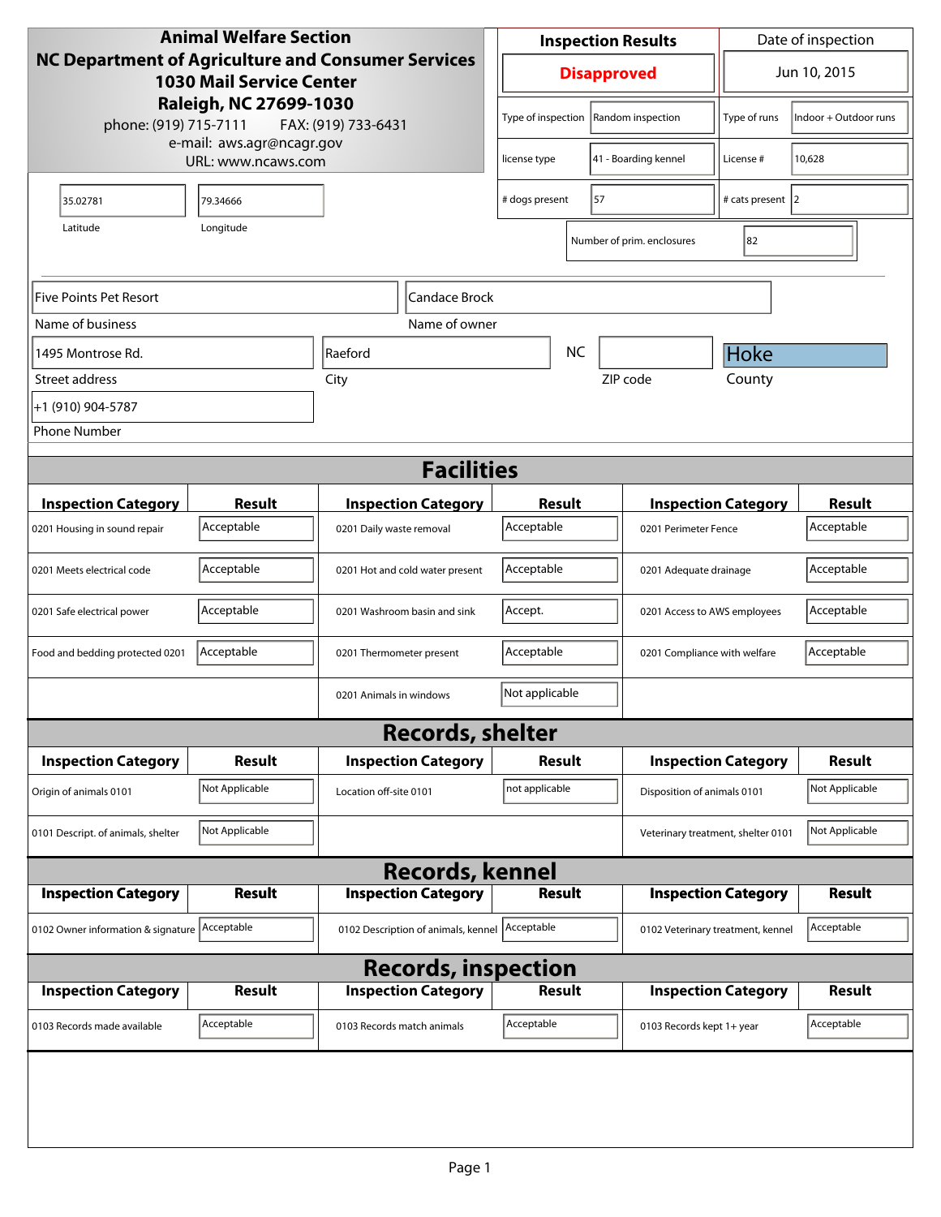**Animal Welfare Section**
**NC Department of Agriculture and Consumer Services**
**1030 Mail Service Center**
**Raleigh, NC 27699-1030**
phone: (919) 715-7111 FAX: (919) 733-6431
e-mail: aws.agr@ncagr.gov
URL: www.ncaws.com

| Inspection Results | Date of inspection |
|---|---|
| **Disapproved** | Jun 10, 2015 |

| | | | |
|---|---|---|---|
| Type of inspection | Random inspection | Type of runs | Indoor + Outdoor runs |
| license type | 41 - Boarding kennel | License # | 10,628 |
| # dogs present | 57 | # cats present | 2 |
| Number of prim. enclosures | 82 | | |

| Latitude | Longitude |
|---|---|
| 35.02781 | 79.34666 |

| Name of business | Name of owner |
|---|---|
| Five Points Pet Resort | Candace Brock |

| Street address | City | State | ZIP code | County |
|---|---|---|---|---|
| 1495 Montrose Rd. | Raeford | NC | | Hoke |

Phone Number: +1 (910) 904-5787

## Facilities

| Inspection Category | Result | Inspection Category | Result | Inspection Category | Result |
|---|---|---|---|---|---|
| 0201 Housing in sound repair | Acceptable | 0201 Daily waste removal | Acceptable | 0201 Perimeter Fence | Acceptable |
| 0201 Meets electrical code | Acceptable | 0201 Hot and cold water present | Acceptable | 0201 Adequate drainage | Acceptable |
| 0201 Safe electrical power | Acceptable | 0201 Washroom basin and sink | Accept. | 0201 Access to AWS employees | Acceptable |
| Food and bedding protected 0201 | Acceptable | 0201 Thermometer present | Acceptable | 0201 Compliance with welfare | Acceptable |
| | | 0201 Animals in windows | Not applicable | | |

## Records, shelter

| Inspection Category | Result | Inspection Category | Result | Inspection Category | Result |
|---|---|---|---|---|---|
| Origin of animals 0101 | Not Applicable | Location off-site 0101 | not applicable | Disposition of animals 0101 | Not Applicable |
| 0101 Descript. of animals, shelter | Not Applicable | | | Veterinary treatment, shelter 0101 | Not Applicable |

## Records, kennel

| Inspection Category | Result | Inspection Category | Result | Inspection Category | Result |
|---|---|---|---|---|---|
| 0102 Owner information & signature | Acceptable | 0102 Description of animals, kennel | Acceptable | 0102 Veterinary treatment, kennel | Acceptable |

## Records, inspection

| Inspection Category | Result | Inspection Category | Result | Inspection Category | Result |
|---|---|---|---|---|---|
| 0103 Records made available | Acceptable | 0103 Records match animals | Acceptable | 0103 Records kept 1+ year | Acceptable |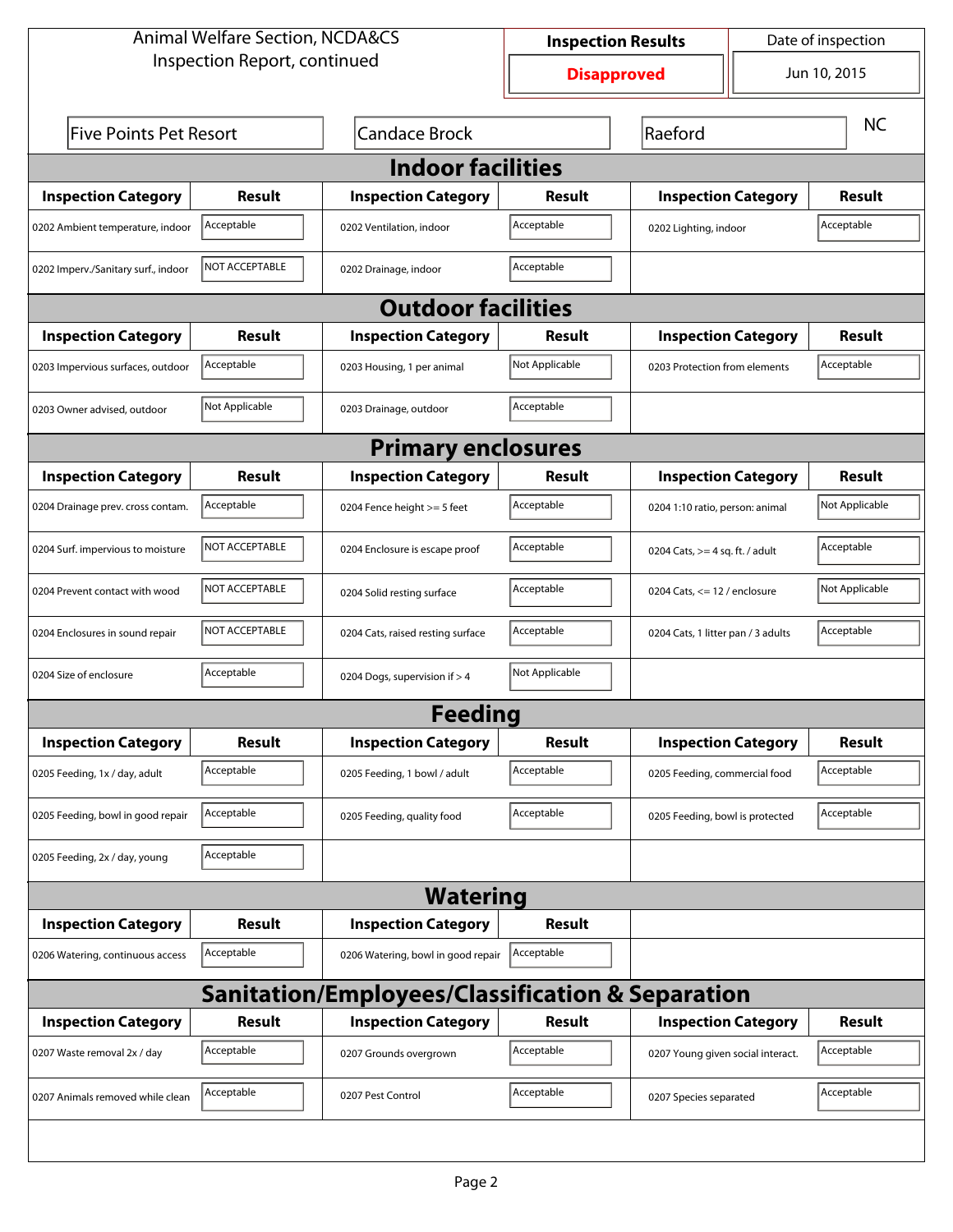Animal Welfare Section, NCDA&CS
Inspection Report, continued

| Inspection Results | Date of inspection |
|---|---|
| Disapproved | Jun 10, 2015 |

| Five Points Pet Resort | Candace Brock | Raeford | NC |
|---|---|---|---|

## Indoor facilities

| Inspection Category | Result | Inspection Category | Result | Inspection Category | Result |
|---|---|---|---|---|---|
| 0202 Ambient temperature, indoor | Acceptable | 0202 Ventilation, indoor | Acceptable | 0202 Lighting, indoor | Acceptable |
| 0202 Imperv./Sanitary surf., indoor | NOT ACCEPTABLE | 0202 Drainage, indoor | Acceptable | | |

## Outdoor facilities

| Inspection Category | Result | Inspection Category | Result | Inspection Category | Result |
|---|---|---|---|---|---|
| 0203 Impervious surfaces, outdoor | Acceptable | 0203 Housing, 1 per animal | Not Applicable | 0203 Protection from elements | Acceptable |
| 0203 Owner advised, outdoor | Not Applicable | 0203 Drainage, outdoor | Acceptable | | |

## Primary enclosures

| Inspection Category | Result | Inspection Category | Result | Inspection Category | Result |
|---|---|---|---|---|---|
| 0204 Drainage prev. cross contam. | Acceptable | 0204 Fence height >= 5 feet | Acceptable | 0204 1:10 ratio, person: animal | Not Applicable |
| 0204 Surf. impervious to moisture | NOT ACCEPTABLE | 0204 Enclosure is escape proof | Acceptable | 0204 Cats, >= 4 sq. ft. / adult | Acceptable |
| 0204 Prevent contact with wood | NOT ACCEPTABLE | 0204 Solid resting surface | Acceptable | 0204 Cats, <= 12 / enclosure | Not Applicable |
| 0204 Enclosures in sound repair | NOT ACCEPTABLE | 0204 Cats, raised resting surface | Acceptable | 0204 Cats, 1 litter pan / 3 adults | Acceptable |
| 0204 Size of enclosure | Acceptable | 0204 Dogs, supervision if > 4 | Not Applicable | | |

## Feeding

| Inspection Category | Result | Inspection Category | Result | Inspection Category | Result |
|---|---|---|---|---|---|
| 0205 Feeding, 1x / day, adult | Acceptable | 0205 Feeding, 1 bowl / adult | Acceptable | 0205 Feeding, commercial food | Acceptable |
| 0205 Feeding, bowl in good repair | Acceptable | 0205 Feeding, quality food | Acceptable | 0205 Feeding, bowl is protected | Acceptable |
| 0205 Feeding, 2x / day, young | Acceptable | | | | |

## Watering

| Inspection Category | Result | Inspection Category | Result |
|---|---|---|---|
| 0206 Watering, continuous access | Acceptable | 0206 Watering, bowl in good repair | Acceptable |

## Sanitation/Employees/Classification & Separation

| Inspection Category | Result | Inspection Category | Result | Inspection Category | Result |
|---|---|---|---|---|---|
| 0207 Waste removal 2x / day | Acceptable | 0207 Grounds overgrown | Acceptable | 0207 Young given social interact. | Acceptable |
| 0207 Animals removed while clean | Acceptable | 0207 Pest Control | Acceptable | 0207 Species separated | Acceptable |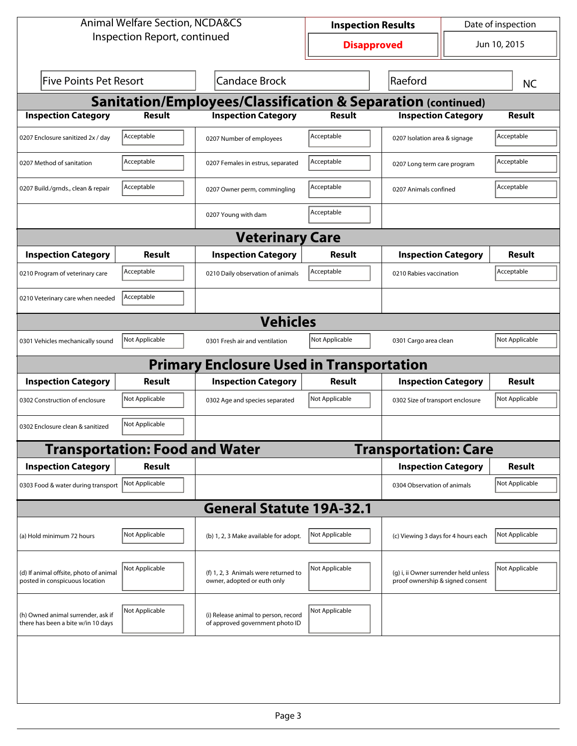Animal Welfare Section, NCDA&CS
Inspection Report, continued

| Inspection Results | Date of inspection |
|---|---|
| **Disapproved** | Jun 10, 2015 |

| Five Points Pet Resort | Candace Brock | Raeford | NC |
|---|---|---|---|

## Sanitation/Employees/Classification & Separation (continued)

| Inspection Category | Result | Inspection Category | Result | Inspection Category | Result |
|---|---|---|---|---|---|
| 0207 Enclosure sanitized 2x / day | Acceptable | 0207 Number of employees | Acceptable | 0207 Isolation area & signage | Acceptable |
| 0207 Method of sanitation | Acceptable | 0207 Females in estrus, separated | Acceptable | 0207 Long term care program | Acceptable |
| 0207 Build./grnds., clean & repair | Acceptable | 0207 Owner perm, commingling | Acceptable | 0207 Animals confined | Acceptable |
| | | 0207 Young with dam | Acceptable | | |

## Veterinary Care

| Inspection Category | Result | Inspection Category | Result | Inspection Category | Result |
|---|---|---|---|---|---|
| 0210 Program of veterinary care | Acceptable | 0210 Daily observation of animals | Acceptable | 0210 Rabies vaccination | Acceptable |
| 0210 Veterinary care when needed | Acceptable | | | | |

## Vehicles

| Inspection Category | Result | Inspection Category | Result | Inspection Category | Result |
|---|---|---|---|---|---|
| 0301 Vehicles mechanically sound | Not Applicable | 0301 Fresh air and ventilation | Not Applicable | 0301 Cargo area clean | Not Applicable |

## Primary Enclosure Used in Transportation

| Inspection Category | Result | Inspection Category | Result | Inspection Category | Result |
|---|---|---|---|---|---|
| 0302 Construction of enclosure | Not Applicable | 0302 Age and species separated | Not Applicable | 0302 Size of transport enclosure | Not Applicable |
| 0302 Enclosure clean & sanitized | Not Applicable | | | | |

## Transportation: Food and Water

| Inspection Category | Result |
|---|---|
| 0303 Food & water during transport | Not Applicable |

## Transportation: Care

| Inspection Category | Result |
|---|---|
| 0304 Observation of animals | Not Applicable |

## General Statute 19A-32.1

| Inspection Category | Result | Inspection Category | Result | Inspection Category | Result |
|---|---|---|---|---|---|
| (a) Hold minimum 72 hours | Not Applicable | (b) 1, 2, 3 Make available for adopt. | Not Applicable | (c) Viewing 3 days for 4 hours each | Not Applicable |
| (d) If animal offsite, photo of animal posted in conspicuous location | Not Applicable | (f) 1, 2, 3 Animals were returned to owner, adopted or euth only | Not Applicable | (g) i, ii Owner surrender held unless proof ownership & signed consent | Not Applicable |
| (h) Owned animal surrender, ask if there has been a bite w/in 10 days | Not Applicable | (i) Release animal to person, record of approved government photo ID | Not Applicable | | |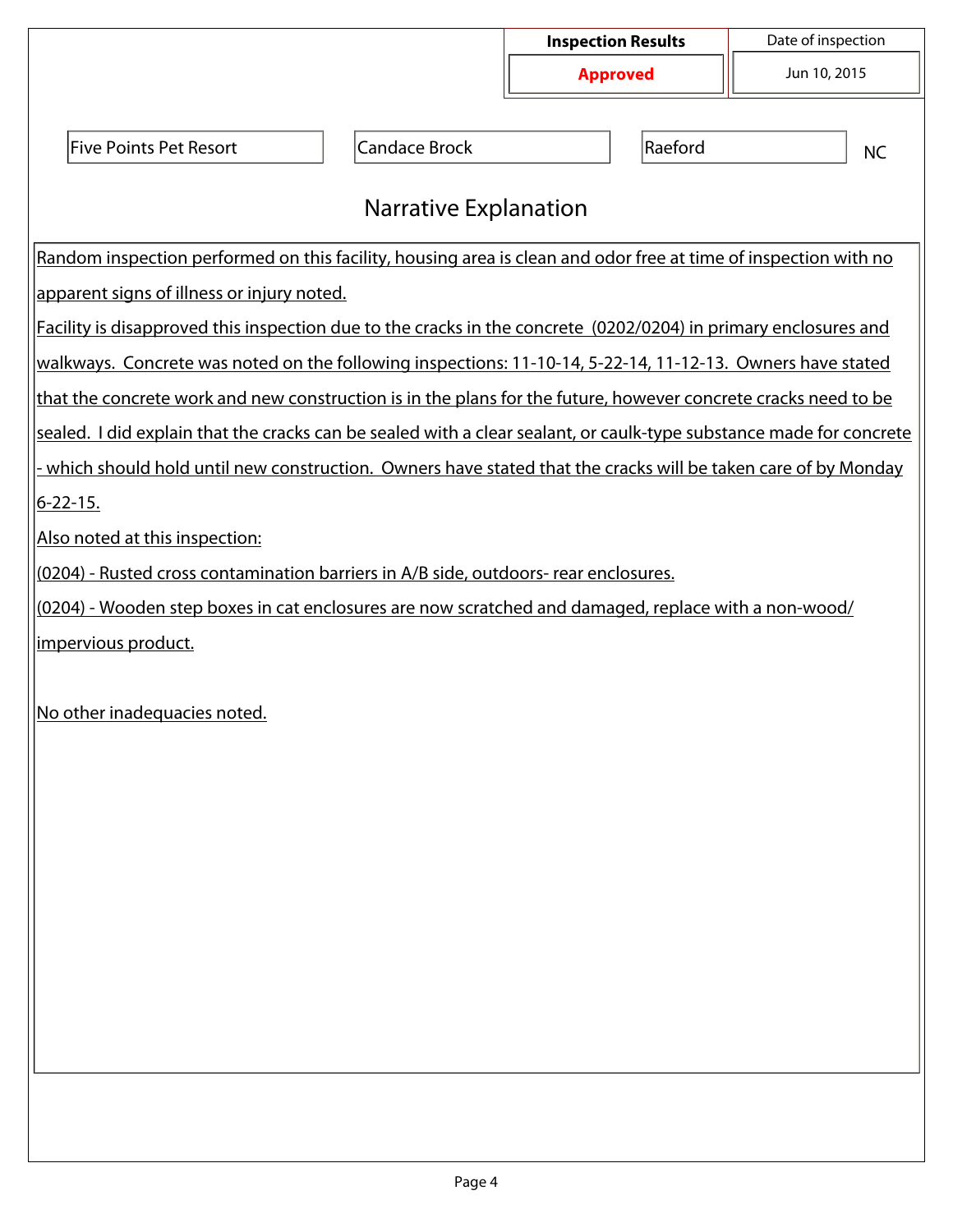| Inspection Results | Date of inspection |
| --- | --- |
| **Approved** | Jun 10, 2015 |

| Five Points Pet Resort | Candace Brock | Raeford | NC |
| --- | --- | --- | --- |

## Narrative Explanation

Random inspection performed on this facility, housing area is clean and odor free at time of inspection with no apparent signs of illness or injury noted.

Facility is disapproved this inspection due to the cracks in the concrete (0202/0204) in primary enclosures and walkways. Concrete was noted on the following inspections: 11-10-14, 5-22-14, 11-12-13. Owners have stated that the concrete work and new construction is in the plans for the future, however concrete cracks need to be sealed. I did explain that the cracks can be sealed with a clear sealant, or caulk-type substance made for concrete - which should hold until new construction. Owners have stated that the cracks will be taken care of by Monday 6-22-15.

Also noted at this inspection:

(0204) - Rusted cross contamination barriers in A/B side, outdoors- rear enclosures.

(0204) - Wooden step boxes in cat enclosures are now scratched and damaged, replace with a non-wood/ impervious product.

No other inadequacies noted.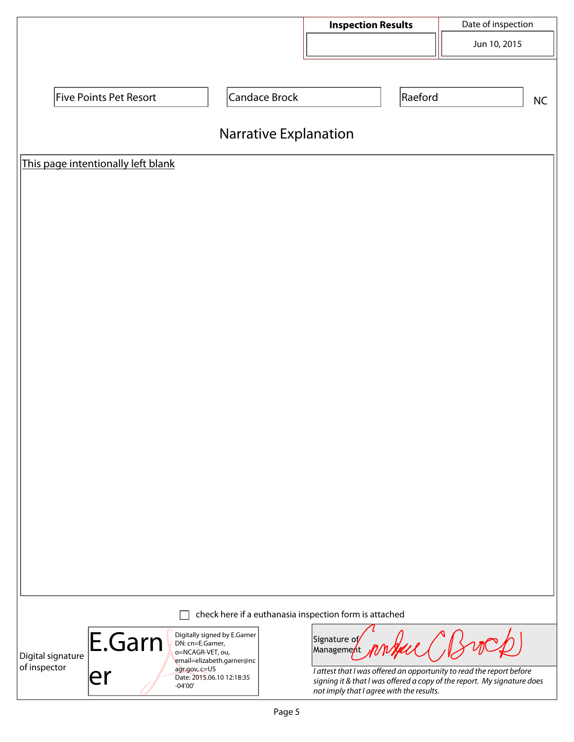| Inspection Results | Date of inspection |
|---|---|
| | Jun 10, 2015 |

| | | | |
|---|---|---|---|
| Five Points Pet Resort | Candace Brock | Raeford | NC |

## Narrative Explanation

This page intentionally left blank

☐ check here if a euthanasia inspection form is attached

Digital signature of inspector: E.Garner — Digitally signed by E.Garner DN: cn=E.Garner, o=NCAGR-VET, ou, email=elizabeth.garner@ncagr.gov, c=US Date: 2015.06.10 12:18:35 -04'00'

Signature of Management: Candace C Brock

*I attest that I was offered an opportunity to read the report before signing it & that I was offered a copy of the report. My signature does not imply that I agree with the results.*